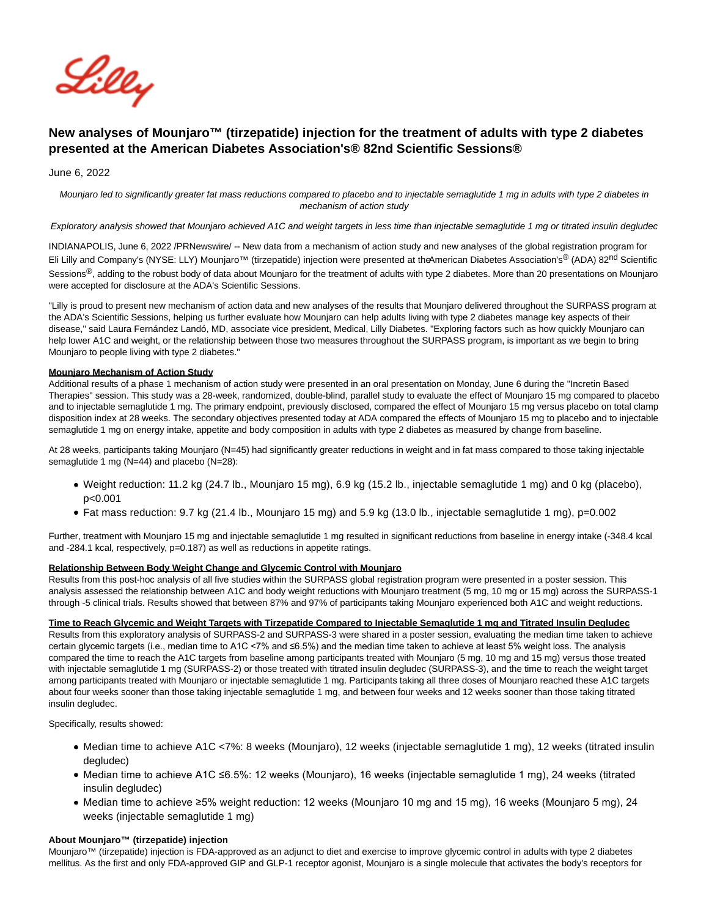# New analyses of Mounjaro™ (tirzepatide) injection for the treatment of adults with type 2 diabetes presented at the American Diabetes Association's® 82nd Scientific Sessions®

June 6, 2022

*Mounjaro led to significantly greater fat mass reductions compared to placebo and to injectable semaglutide 1 mg in adults with type 2 diabetes in mechanism of action study*

*Exploratory analysis showed that Mounjaro achieved A1C and weight targets in less time than injectable semaglutide 1 mg or titrated insulin degludec*

INDIANAPOLIS, June 6, 2022 /PRNewswire/ -- New data from a mechanism of action study and new analyses of the global registration program for Eli Lilly and Company's (NYSE: LLY) Mounjaro™ (tirzepatide) injection were presented at the American Diabetes Association's® (ADA) 82nd Scientific Sessions®, adding to the robust body of data about Mounjaro for the treatment of adults with type 2 diabetes. More than 20 presentations on Mounjaro were accepted for disclosure at the ADA's Scientific Sessions.

"Lilly is proud to present new mechanism of action data and new analyses of the results that Mounjaro delivered throughout the SURPASS program at the ADA's Scientific Sessions, helping us further evaluate how Mounjaro can help adults living with type 2 diabetes manage key aspects of their disease," said Laura Fernández Landó, MD, associate vice president, Medical, Lilly Diabetes. "Exploring factors such as how quickly Mounjaro can help lower A1C and weight, or the relationship between those two measures throughout the SURPASS program, is important as we begin to bring Mounjaro to people living with type 2 diabetes."

**Mounjaro Mechanism of Action Study**

Additional results of a phase 1 mechanism of action study were presented in an oral presentation on Monday, June 6 during the "Incretin Based Therapies" session. This study was a 28-week, randomized, double-blind, parallel study to evaluate the effect of Mounjaro 15 mg compared to placebo and to injectable semaglutide 1 mg. The primary endpoint, previously disclosed, compared the effect of Mounjaro 15 mg versus placebo on total clamp disposition index at 28 weeks. The secondary objectives presented today at ADA compared the effects of Mounjaro 15 mg to placebo and to injectable semaglutide 1 mg on energy intake, appetite and body composition in adults with type 2 diabetes as measured by change from baseline.

At 28 weeks, participants taking Mounjaro (N=45) had significantly greater reductions in weight and in fat mass compared to those taking injectable semaglutide 1 mg (N=44) and placebo (N=28):

- Weight reduction: 11.2 kg (24.7 lb., Mounjaro 15 mg), 6.9 kg (15.2 lb., injectable semaglutide 1 mg) and 0 kg (placebo), p<0.001
- Fat mass reduction: 9.7 kg (21.4 lb., Mounjaro 15 mg) and 5.9 kg (13.0 lb., injectable semaglutide 1 mg), p=0.002

Further, treatment with Mounjaro 15 mg and injectable semaglutide 1 mg resulted in significant reductions from baseline in energy intake (-348.4 kcal and -284.1 kcal, respectively, p=0.187) as well as reductions in appetite ratings.

**Relationship Between Body Weight Change and Glycemic Control with Mounjaro**

Results from this post-hoc analysis of all five studies within the SURPASS global registration program were presented in a poster session. This analysis assessed the relationship between A1C and body weight reductions with Mounjaro treatment (5 mg, 10 mg or 15 mg) across the SURPASS-1 through -5 clinical trials. Results showed that between 87% and 97% of participants taking Mounjaro experienced both A1C and weight reductions.

**Time to Reach Glycemic and Weight Targets with Tirzepatide Compared to Injectable Semaglutide 1 mg and Titrated Insulin Degludec**

Results from this exploratory analysis of SURPASS-2 and SURPASS-3 were shared in a poster session, evaluating the median time taken to achieve certain glycemic targets (i.e., median time to A1C <7% and ≤6.5%) and the median time taken to achieve at least 5% weight loss. The analysis compared the time to reach the A1C targets from baseline among participants treated with Mounjaro (5 mg, 10 mg and 15 mg) versus those treated with injectable semaglutide 1 mg (SURPASS-2) or those treated with titrated insulin degludec (SURPASS-3), and the time to reach the weight target among participants treated with Mounjaro or injectable semaglutide 1 mg. Participants taking all three doses of Mounjaro reached these A1C targets about four weeks sooner than those taking injectable semaglutide 1 mg, and between four weeks and 12 weeks sooner than those taking titrated insulin degludec.

Specifically, results showed:

- Median time to achieve A1C <7%: 8 weeks (Mounjaro), 12 weeks (injectable semaglutide 1 mg), 12 weeks (titrated insulin degludec)
- Median time to achieve A1C ≤6.5%: 12 weeks (Mounjaro), 16 weeks (injectable semaglutide 1 mg), 24 weeks (titrated insulin degludec)
- Median time to achieve ≥5% weight reduction: 12 weeks (Mounjaro 10 mg and 15 mg), 16 weeks (Mounjaro 5 mg), 24 weeks (injectable semaglutide 1 mg)

**About Mounjaro™ (tirzepatide) injection**

Mounjaro™ (tirzepatide) injection is FDA-approved as an adjunct to diet and exercise to improve glycemic control in adults with type 2 diabetes mellitus. As the first and only FDA-approved GIP and GLP-1 receptor agonist, Mounjaro is a single molecule that activates the body's receptors for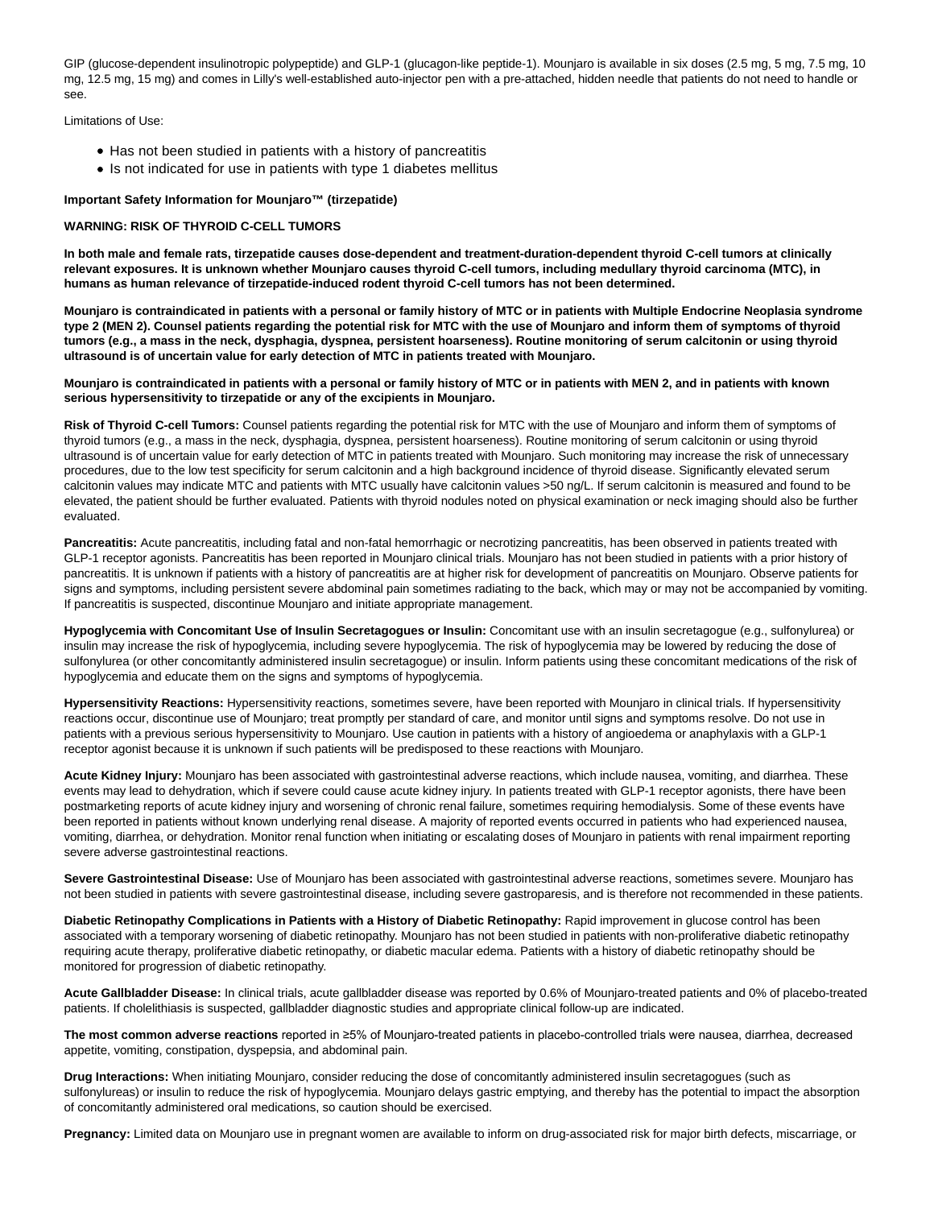GIP (glucose-dependent insulinotropic polypeptide) and GLP-1 (glucagon-like peptide-1). Mounjaro is available in six doses (2.5 mg, 5 mg, 7.5 mg, 10 mg, 12.5 mg, 15 mg) and comes in Lilly's well-established auto-injector pen with a pre-attached, hidden needle that patients do not need to handle or see.

Limitations of Use:

- Has not been studied in patients with a history of pancreatitis
- Is not indicated for use in patients with type 1 diabetes mellitus

**Important Safety Information for Mounjaro™ (tirzepatide)**

**WARNING: RISK OF THYROID C-CELL TUMORS**

**In both male and female rats, tirzepatide causes dose-dependent and treatment-duration-dependent thyroid C-cell tumors at clinically relevant exposures. It is unknown whether Mounjaro causes thyroid C-cell tumors, including medullary thyroid carcinoma (MTC), in humans as human relevance of tirzepatide-induced rodent thyroid C-cell tumors has not been determined.**

**Mounjaro is contraindicated in patients with a personal or family history of MTC or in patients with Multiple Endocrine Neoplasia syndrome type 2 (MEN 2). Counsel patients regarding the potential risk for MTC with the use of Mounjaro and inform them of symptoms of thyroid tumors (e.g., a mass in the neck, dysphagia, dyspnea, persistent hoarseness). Routine monitoring of serum calcitonin or using thyroid ultrasound is of uncertain value for early detection of MTC in patients treated with Mounjaro.**

**Mounjaro is contraindicated in patients with a personal or family history of MTC or in patients with MEN 2, and in patients with known serious hypersensitivity to tirzepatide or any of the excipients in Mounjaro.**

**Risk of Thyroid C-cell Tumors:** Counsel patients regarding the potential risk for MTC with the use of Mounjaro and inform them of symptoms of thyroid tumors (e.g., a mass in the neck, dysphagia, dyspnea, persistent hoarseness). Routine monitoring of serum calcitonin or using thyroid ultrasound is of uncertain value for early detection of MTC in patients treated with Mounjaro. Such monitoring may increase the risk of unnecessary procedures, due to the low test specificity for serum calcitonin and a high background incidence of thyroid disease. Significantly elevated serum calcitonin values may indicate MTC and patients with MTC usually have calcitonin values >50 ng/L. If serum calcitonin is measured and found to be elevated, the patient should be further evaluated. Patients with thyroid nodules noted on physical examination or neck imaging should also be further evaluated.

**Pancreatitis:** Acute pancreatitis, including fatal and non-fatal hemorrhagic or necrotizing pancreatitis, has been observed in patients treated with GLP-1 receptor agonists. Pancreatitis has been reported in Mounjaro clinical trials. Mounjaro has not been studied in patients with a prior history of pancreatitis. It is unknown if patients with a history of pancreatitis are at higher risk for development of pancreatitis on Mounjaro. Observe patients for signs and symptoms, including persistent severe abdominal pain sometimes radiating to the back, which may or may not be accompanied by vomiting. If pancreatitis is suspected, discontinue Mounjaro and initiate appropriate management.

**Hypoglycemia with Concomitant Use of Insulin Secretagogues or Insulin:** Concomitant use with an insulin secretagogue (e.g., sulfonylurea) or insulin may increase the risk of hypoglycemia, including severe hypoglycemia. The risk of hypoglycemia may be lowered by reducing the dose of sulfonylurea (or other concomitantly administered insulin secretagogue) or insulin. Inform patients using these concomitant medications of the risk of hypoglycemia and educate them on the signs and symptoms of hypoglycemia.

**Hypersensitivity Reactions:** Hypersensitivity reactions, sometimes severe, have been reported with Mounjaro in clinical trials. If hypersensitivity reactions occur, discontinue use of Mounjaro; treat promptly per standard of care, and monitor until signs and symptoms resolve. Do not use in patients with a previous serious hypersensitivity to Mounjaro. Use caution in patients with a history of angioedema or anaphylaxis with a GLP-1 receptor agonist because it is unknown if such patients will be predisposed to these reactions with Mounjaro.

**Acute Kidney Injury:** Mounjaro has been associated with gastrointestinal adverse reactions, which include nausea, vomiting, and diarrhea. These events may lead to dehydration, which if severe could cause acute kidney injury. In patients treated with GLP-1 receptor agonists, there have been postmarketing reports of acute kidney injury and worsening of chronic renal failure, sometimes requiring hemodialysis. Some of these events have been reported in patients without known underlying renal disease. A majority of reported events occurred in patients who had experienced nausea, vomiting, diarrhea, or dehydration. Monitor renal function when initiating or escalating doses of Mounjaro in patients with renal impairment reporting severe adverse gastrointestinal reactions.

**Severe Gastrointestinal Disease:** Use of Mounjaro has been associated with gastrointestinal adverse reactions, sometimes severe. Mounjaro has not been studied in patients with severe gastrointestinal disease, including severe gastroparesis, and is therefore not recommended in these patients.

**Diabetic Retinopathy Complications in Patients with a History of Diabetic Retinopathy:** Rapid improvement in glucose control has been associated with a temporary worsening of diabetic retinopathy. Mounjaro has not been studied in patients with non-proliferative diabetic retinopathy requiring acute therapy, proliferative diabetic retinopathy, or diabetic macular edema. Patients with a history of diabetic retinopathy should be monitored for progression of diabetic retinopathy.

**Acute Gallbladder Disease:** In clinical trials, acute gallbladder disease was reported by 0.6% of Mounjaro-treated patients and 0% of placebo-treated patients. If cholelithiasis is suspected, gallbladder diagnostic studies and appropriate clinical follow-up are indicated.

**The most common adverse reactions** reported in ≥5% of Mounjaro-treated patients in placebo-controlled trials were nausea, diarrhea, decreased appetite, vomiting, constipation, dyspepsia, and abdominal pain.

**Drug Interactions:** When initiating Mounjaro, consider reducing the dose of concomitantly administered insulin secretagogues (such as sulfonylureas) or insulin to reduce the risk of hypoglycemia. Mounjaro delays gastric emptying, and thereby has the potential to impact the absorption of concomitantly administered oral medications, so caution should be exercised.

**Pregnancy:** Limited data on Mounjaro use in pregnant women are available to inform on drug-associated risk for major birth defects, miscarriage, or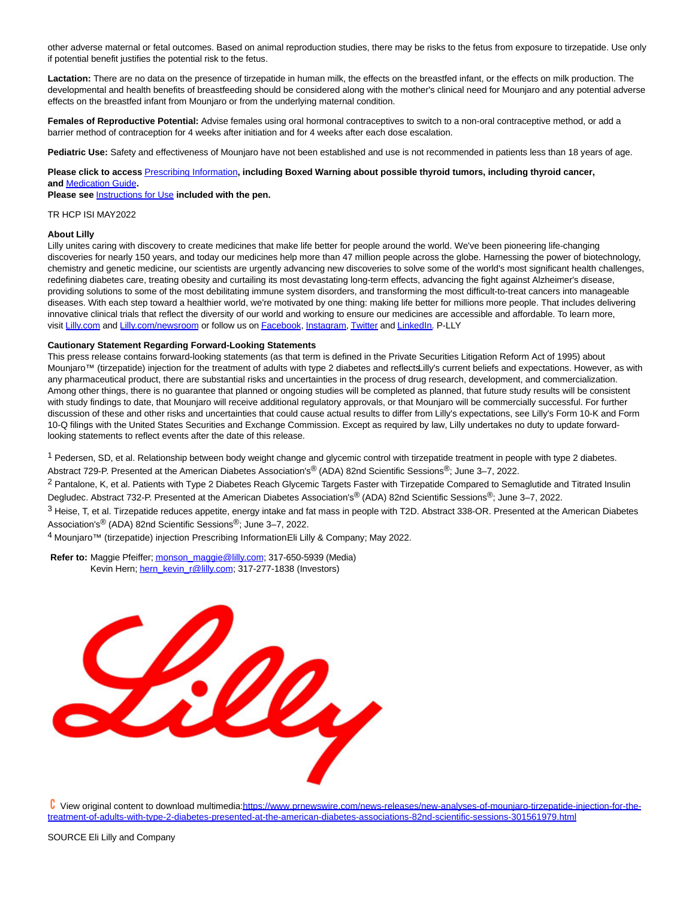other adverse maternal or fetal outcomes. Based on animal reproduction studies, there may be risks to the fetus from exposure to tirzepatide. Use only if potential benefit justifies the potential risk to the fetus.

**Lactation:** There are no data on the presence of tirzepatide in human milk, the effects on the breastfed infant, or the effects on milk production. The developmental and health benefits of breastfeeding should be considered along with the mother's clinical need for Mounjaro and any potential adverse effects on the breastfed infant from Mounjaro or from the underlying maternal condition.

**Females of Reproductive Potential:** Advise females using oral hormonal contraceptives to switch to a non-oral contraceptive method, or add a barrier method of contraception for 4 weeks after initiation and for 4 weeks after each dose escalation.

**Pediatric Use:** Safety and effectiveness of Mounjaro have not been established and use is not recommended in patients less than 18 years of age.

**Please click to access** Prescribing Information**, including Boxed Warning about possible thyroid tumors, including thyroid cancer, and** Medication Guide**.**
**Please see** Instructions for Use **included with the pen.**

TR HCP ISI MAY2022

**About Lilly**
Lilly unites caring with discovery to create medicines that make life better for people around the world. We've been pioneering life-changing discoveries for nearly 150 years, and today our medicines help more than 47 million people across the globe. Harnessing the power of biotechnology, chemistry and genetic medicine, our scientists are urgently advancing new discoveries to solve some of the world's most significant health challenges, redefining diabetes care, treating obesity and curtailing its most devastating long-term effects, advancing the fight against Alzheimer's disease, providing solutions to some of the most debilitating immune system disorders, and transforming the most difficult-to-treat cancers into manageable diseases. With each step toward a healthier world, we're motivated by one thing: making life better for millions more people. That includes delivering innovative clinical trials that reflect the diversity of our world and working to ensure our medicines are accessible and affordable. To learn more, visit Lilly.com and Lilly.com/newsroom or follow us on Facebook, Instagram, Twitter and LinkedIn. P-LLY

**Cautionary Statement Regarding Forward-Looking Statements**
This press release contains forward-looking statements (as that term is defined in the Private Securities Litigation Reform Act of 1995) about Mounjaro™ (tirzepatide) injection for the treatment of adults with type 2 diabetes and reflects Lilly's current beliefs and expectations. However, as with any pharmaceutical product, there are substantial risks and uncertainties in the process of drug research, development, and commercialization. Among other things, there is no guarantee that planned or ongoing studies will be completed as planned, that future study results will be consistent with study findings to date, that Mounjaro will receive additional regulatory approvals, or that Mounjaro will be commercially successful. For further discussion of these and other risks and uncertainties that could cause actual results to differ from Lilly's expectations, see Lilly's Form 10-K and Form 10-Q filings with the United States Securities and Exchange Commission. Except as required by law, Lilly undertakes no duty to update forward-looking statements to reflect events after the date of this release.

[1] Pedersen, SD, et al. Relationship between body weight change and glycemic control with tirzepatide treatment in people with type 2 diabetes. Abstract 729-P. Presented at the American Diabetes Association's® (ADA) 82nd Scientific Sessions®; June 3–7, 2022.
[2] Pantalone, K, et al. Patients with Type 2 Diabetes Reach Glycemic Targets Faster with Tirzepatide Compared to Semaglutide and Titrated Insulin Degludec. Abstract 732-P. Presented at the American Diabetes Association's® (ADA) 82nd Scientific Sessions®; June 3–7, 2022.
[3] Heise, T, et al. Tirzepatide reduces appetite, energy intake and fat mass in people with T2D. Abstract 338-OR. Presented at the American Diabetes Association's® (ADA) 82nd Scientific Sessions®; June 3–7, 2022.
[4] Mounjaro™ (tirzepatide) injection Prescribing Information Eli Lilly & Company; May 2022.

**Refer to:** Maggie Pfeiffer; monson_maggie@lilly.com; 317-650-5939 (Media)
Kevin Hern; hern_kevin_r@lilly.com; 317-277-1838 (Investors)

View original content to download multimedia:https://www.prnewswire.com/news-releases/new-analyses-of-mounjaro-tirzepatide-injection-for-the-treatment-of-adults-with-type-2-diabetes-presented-at-the-american-diabetes-associations-82nd-scientific-sessions-301561979.html

SOURCE Eli Lilly and Company